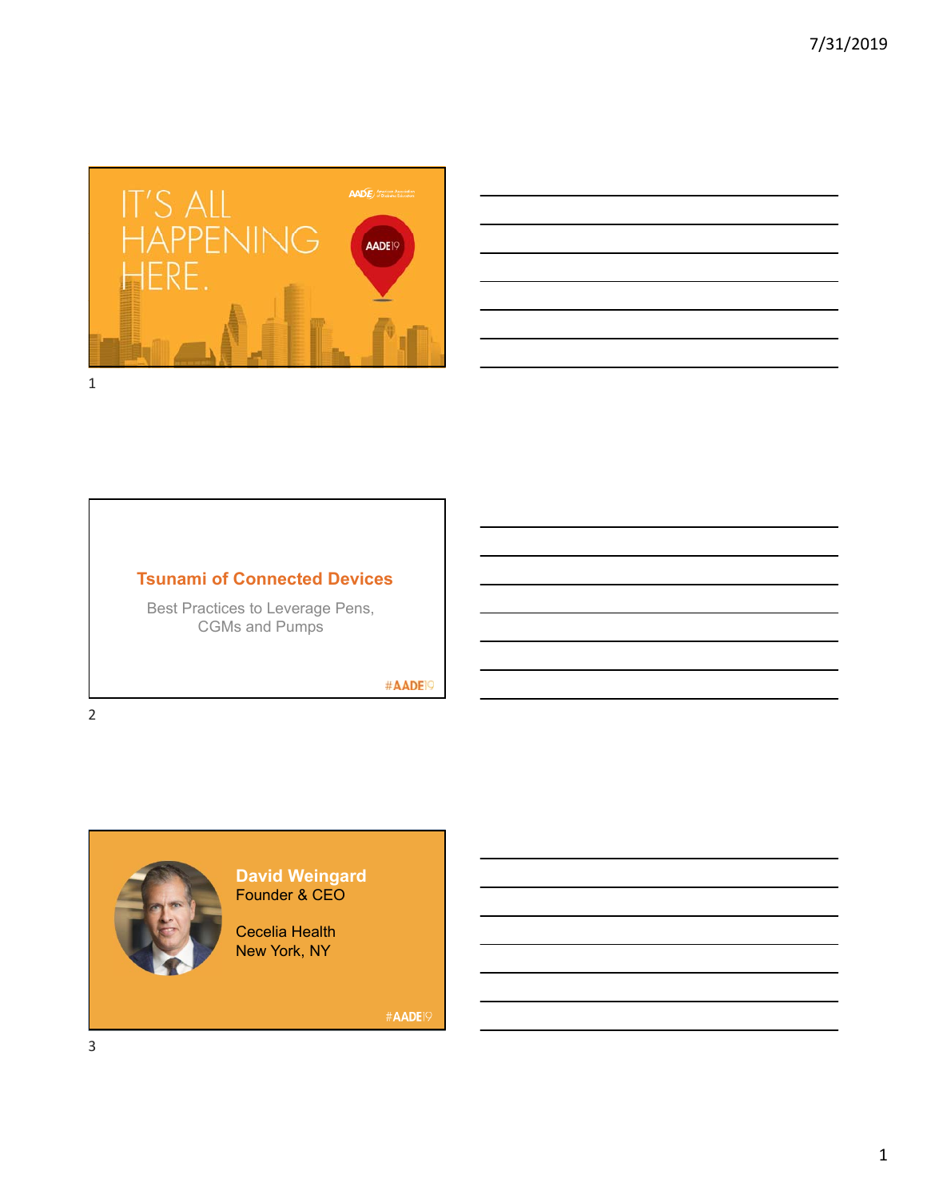IT'S ALL HAPPENING HERE.

AADE19

## Tsunami of Connected Devices

Best Practices to Leverage Pens, CGMs and Pumps

#AADE19

**David Weingard**
Founder & CEO

Cecelia Health
New York, NY

#AADE19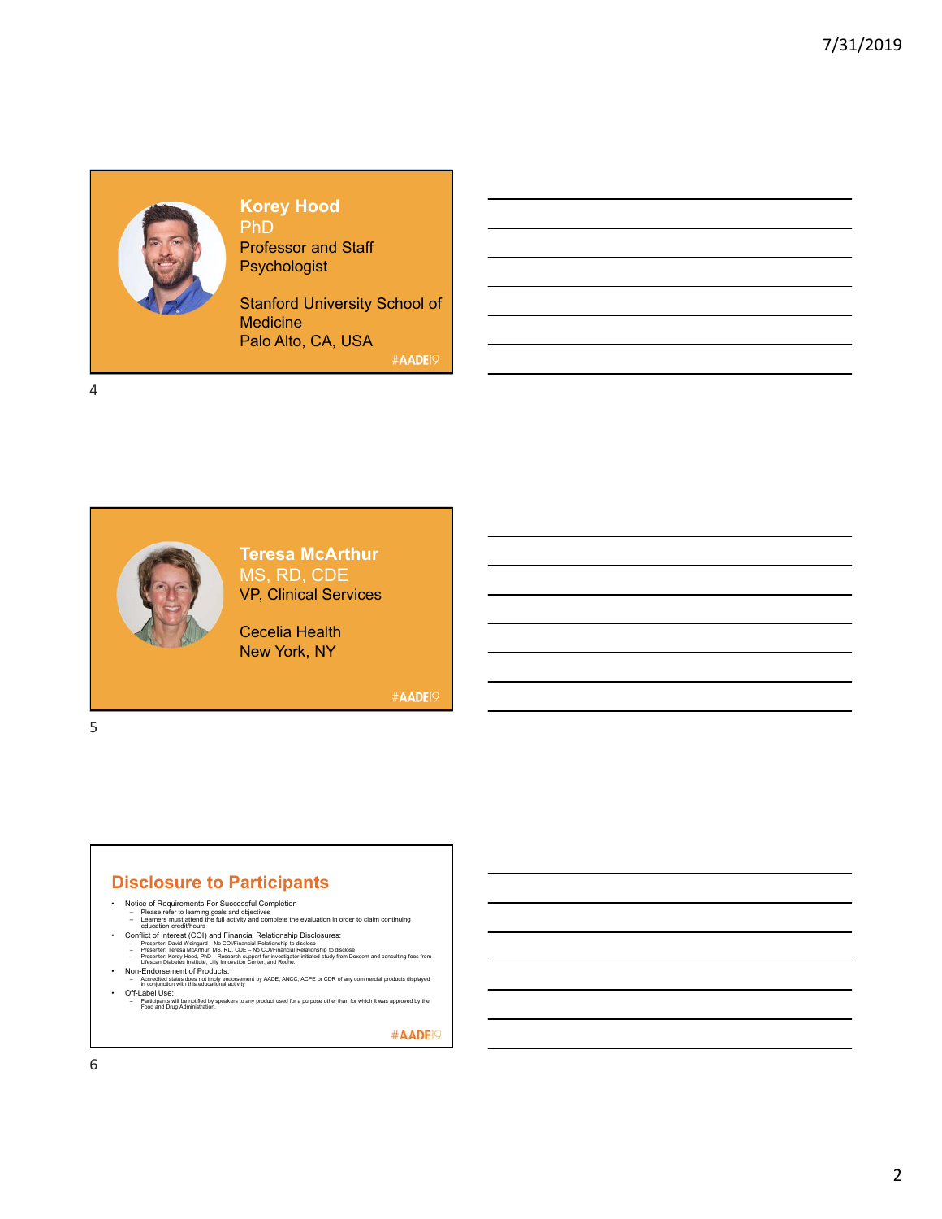**Korey Hood**
PhD
Professor and Staff Psychologist

Stanford University School of Medicine
Palo Alto, CA, USA

#AADE19

**Teresa McArthur**
MS, RD, CDE
VP, Clinical Services

Cecelia Health
New York, NY

#AADE19

## Disclosure to Participants

- Notice of Requirements For Successful Completion
  - Please refer to learning goals and objectives
  - Learners must attend the full activity and complete the evaluation in order to claim continuing education credit/hours
- Conflict of Interest (COI) and Financial Relationship Disclosures:
  - Presenter: David Weingard – No COI/Financial Relationship to disclose
  - Presenter: Teresa McArthur, MS, RD, CDE – No COI/Financial Relationship to disclose
  - Presenter: Korey Hood, PhD – Research support for investigator-initiated study from Dexcom and consulting fees from Lifescan Diabetes Institute, Lilly Innovation Center, and Roche.
- Non-Endorsement of Products:
  - Accredited status does not imply endorsement by AADE, ANCC, ACPE or CDR of any commercial products displayed in conjunction with this educational activity
- Off-Label Use:
  - Participants will be notified by speakers to any product used for a purpose other than for which it was approved by the Food and Drug Administration.

#AADE19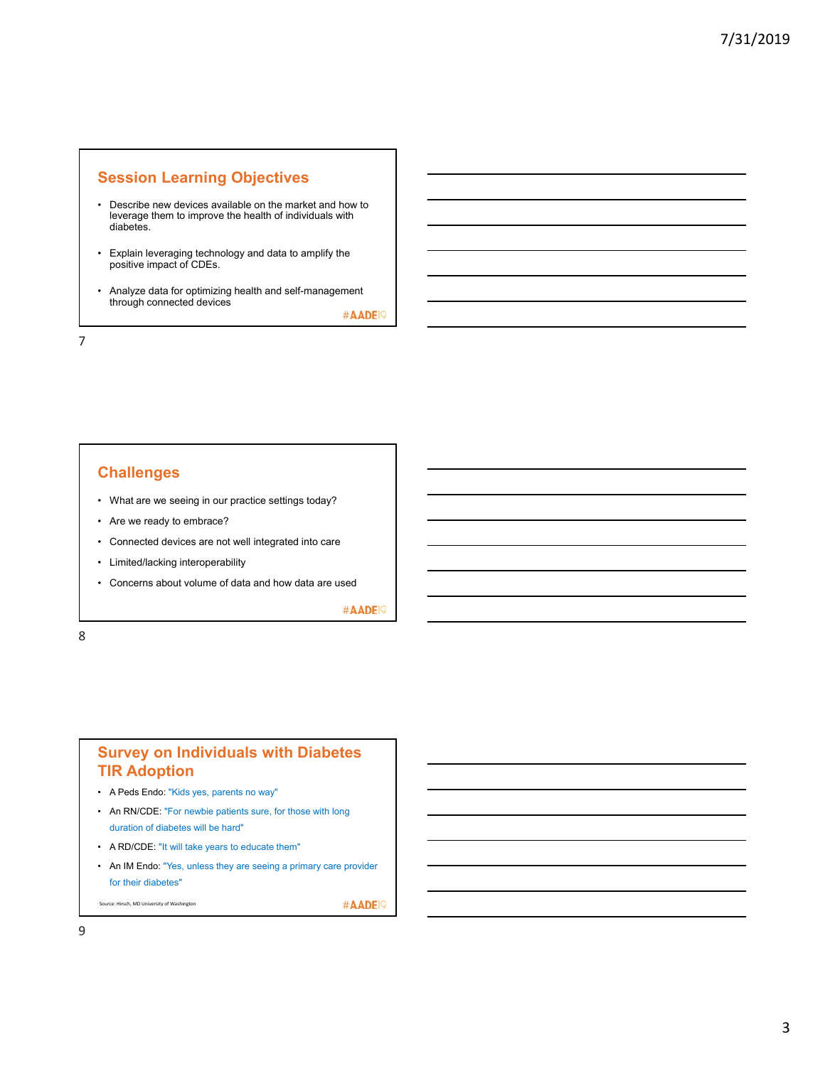## Session Learning Objectives

- Describe new devices available on the market and how to leverage them to improve the health of individuals with diabetes.
- Explain leveraging technology and data to amplify the positive impact of CDEs.
- Analyze data for optimizing health and self-management through connected devices

#AADE19

## Challenges

- What are we seeing in our practice settings today?
- Are we ready to embrace?
- Connected devices are not well integrated into care
- Limited/lacking interoperability
- Concerns about volume of data and how data are used

#AADE19

## Survey on Individuals with Diabetes TIR Adoption

- A Peds Endo: "Kids yes, parents no way"
- An RN/CDE: "For newbie patients sure, for those with long duration of diabetes will be hard"
- A RD/CDE: "It will take years to educate them"
- An IM Endo: "Yes, unless they are seeing a primary care provider for their diabetes"

Source: Hirsch, MD University of Washington

#AADE19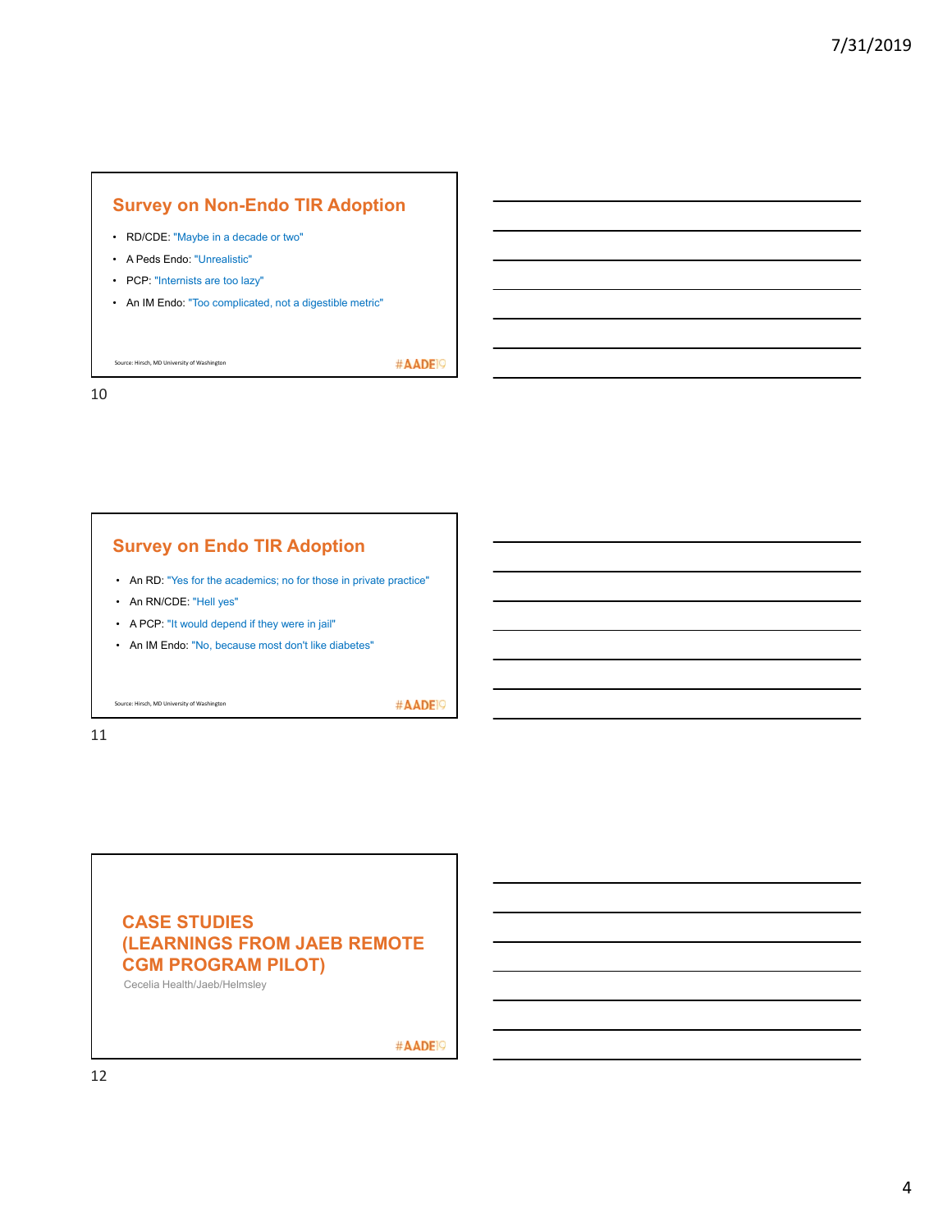## Survey on Non-Endo TIR Adoption

- RD/CDE: "Maybe in a decade or two"
- A Peds Endo: "Unrealistic"
- PCP: "Internists are too lazy"
- An IM Endo: "Too complicated, not a digestible metric"

Source: Hirsch, MD University of Washington

#AADE19

## Survey on Endo TIR Adoption

- An RD: "Yes for the academics; no for those in private practice"
- An RN/CDE: "Hell yes"
- A PCP: "It would depend if they were in jail"
- An IM Endo: "No, because most don't like diabetes"

Source: Hirsch, MD University of Washington

#AADE19

## CASE STUDIES (LEARNINGS FROM JAEB REMOTE CGM PROGRAM PILOT)

Cecelia Health/Jaeb/Helmsley

#AADE19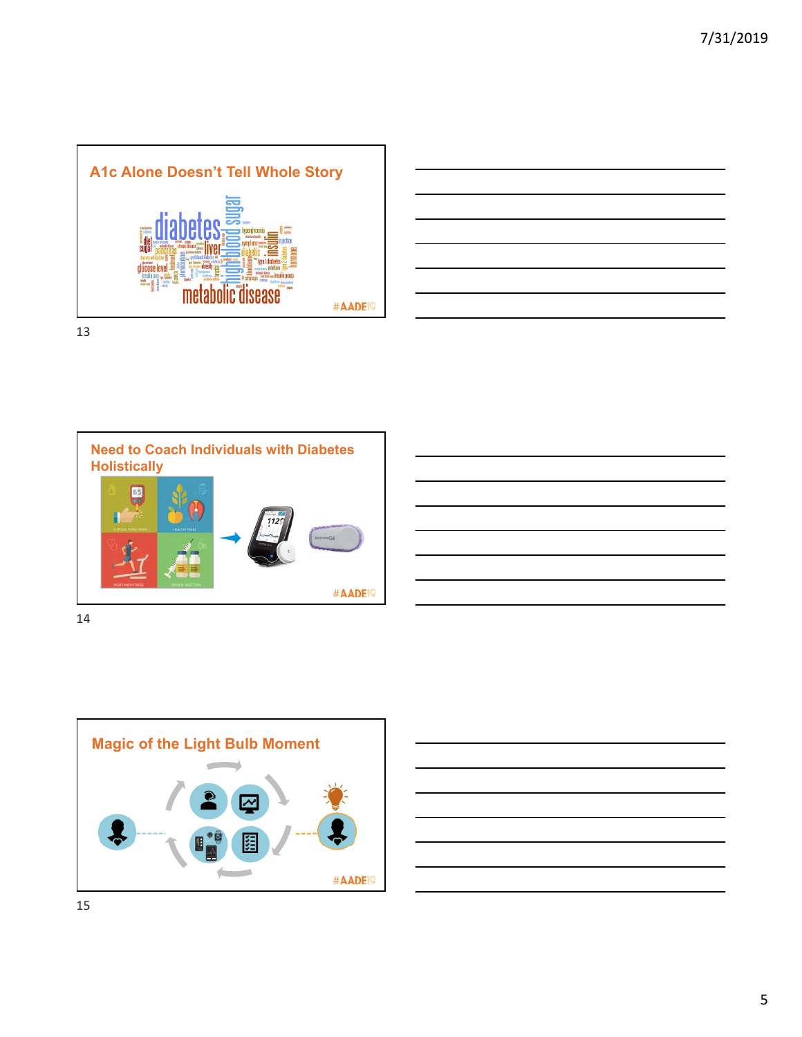## A1c Alone Doesn't Tell Whole Story

#AADE19

## Need to Coach Individuals with Diabetes Holistically

#AADE19

## Magic of the Light Bulb Moment

#AADE19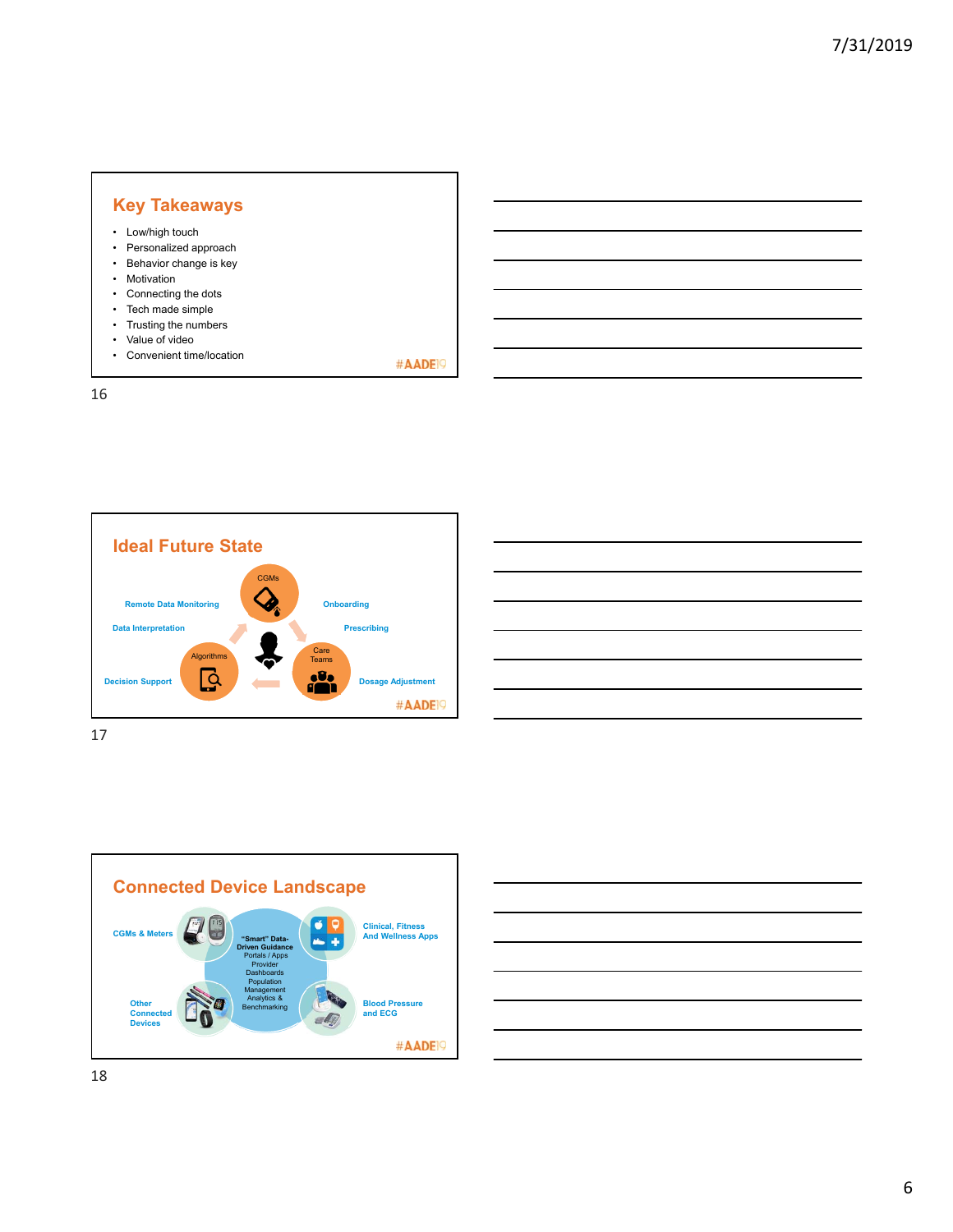## Key Takeaways

- Low/high touch
- Personalized approach
- Behavior change is key
- Motivation
- Connecting the dots
- Tech made simple
- Trusting the numbers
- Value of video
- Convenient time/location

#AADE19

## Ideal Future State

CGMs

Remote Data Monitoring

Onboarding

Data Interpretation

Prescribing

Algorithms

Care Teams

Decision Support

Dosage Adjustment

#AADE19

## Connected Device Landscape

CGMs & Meters

"Smart" Data-Driven Guidance
Portals / Apps
Provider Dashboards
Population Management
Analytics & Benchmarking

Clinical, Fitness And Wellness Apps

Other Connected Devices

Blood Pressure and ECG

#AADE19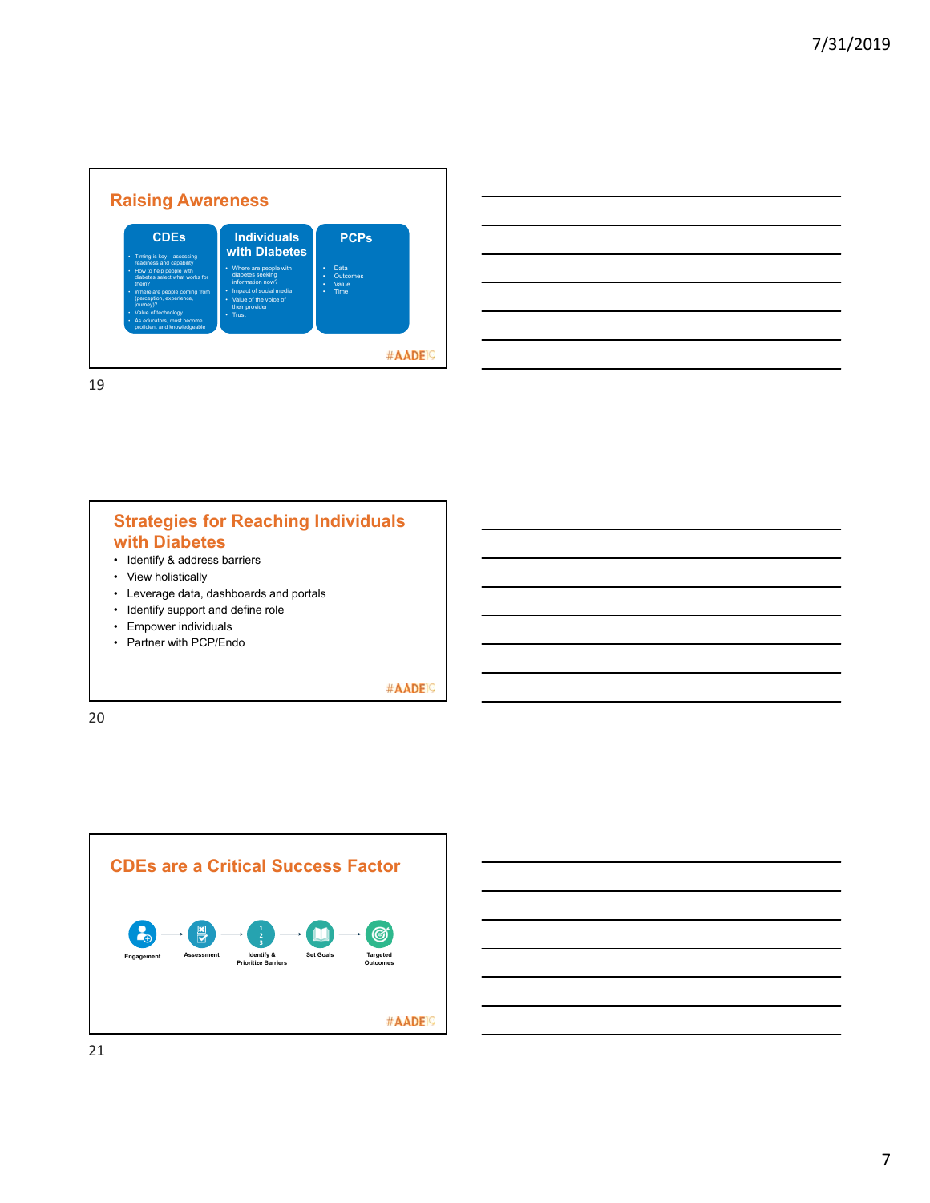## Raising Awareness

**CDEs**

- Timing is key – assessing readiness and capability
- How to help people with diabetes select what works for them?
- Where are people coming from (perception, experience, journey)?
- Value of technology
- As educators, must become proficient and knowledgeable

**Individuals with Diabetes**

- Where are people with diabetes seeking information now?
- Impact of social media
- Value of the voice of their provider
- Trust

**PCPs**

- Data
- Outcomes
- Value
- Time

#AADE19

## Strategies for Reaching Individuals with Diabetes

- Identify & address barriers
- View holistically
- Leverage data, dashboards and portals
- Identify support and define role
- Empower individuals
- Partner with PCP/Endo

#AADE19

## CDEs are a Critical Success Factor

Engagement → Assessment → Identify & Prioritize Barriers → Set Goals → Targeted Outcomes

#AADE19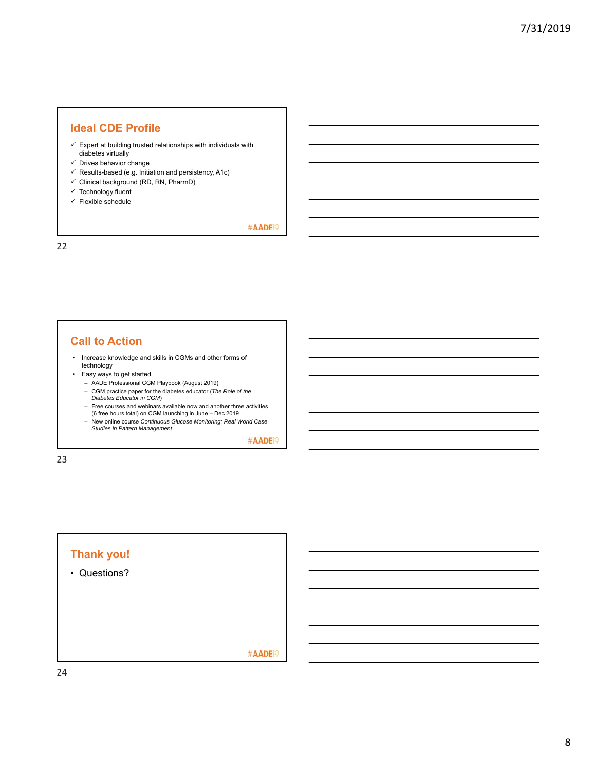## Ideal CDE Profile

- ✓ Expert at building trusted relationships with individuals with diabetes virtually
- ✓ Drives behavior change
- ✓ Results-based (e.g. Initiation and persistency, A1c)
- ✓ Clinical background (RD, RN, PharmD)
- ✓ Technology fluent
- ✓ Flexible schedule

#AADE19

## Call to Action

- Increase knowledge and skills in CGMs and other forms of technology
- Easy ways to get started
  - AADE Professional CGM Playbook (August 2019)
  - CGM practice paper for the diabetes educator (*The Role of the Diabetes Educator in CGM*)
  - Free courses and webinars available now and another three activities (6 free hours total) on CGM launching in June – Dec 2019
  - New online course *Continuous Glucose Monitoring: Real World Case Studies in Pattern Management*

#AADE19

## Thank you!

- Questions?

#AADE19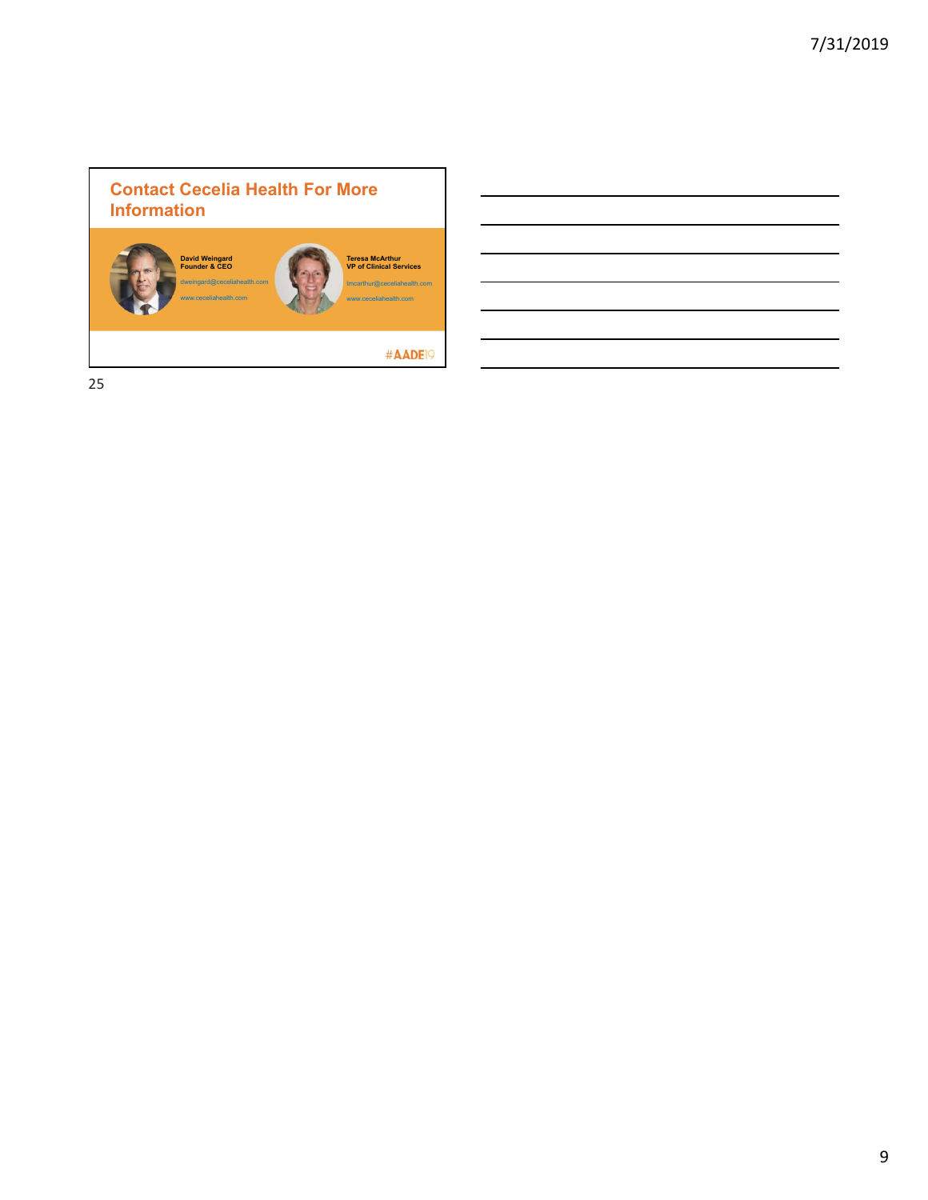## Contact Cecelia Health For More Information

**David Weingard**
**Founder & CEO**
dweingard@ceceliahealth.com
www.ceceliahealth.com

**Teresa McArthur**
**VP of Clinical Services**
tmcarthur@ceceliahealth.com
www.ceceliahealth.com

#AADE19